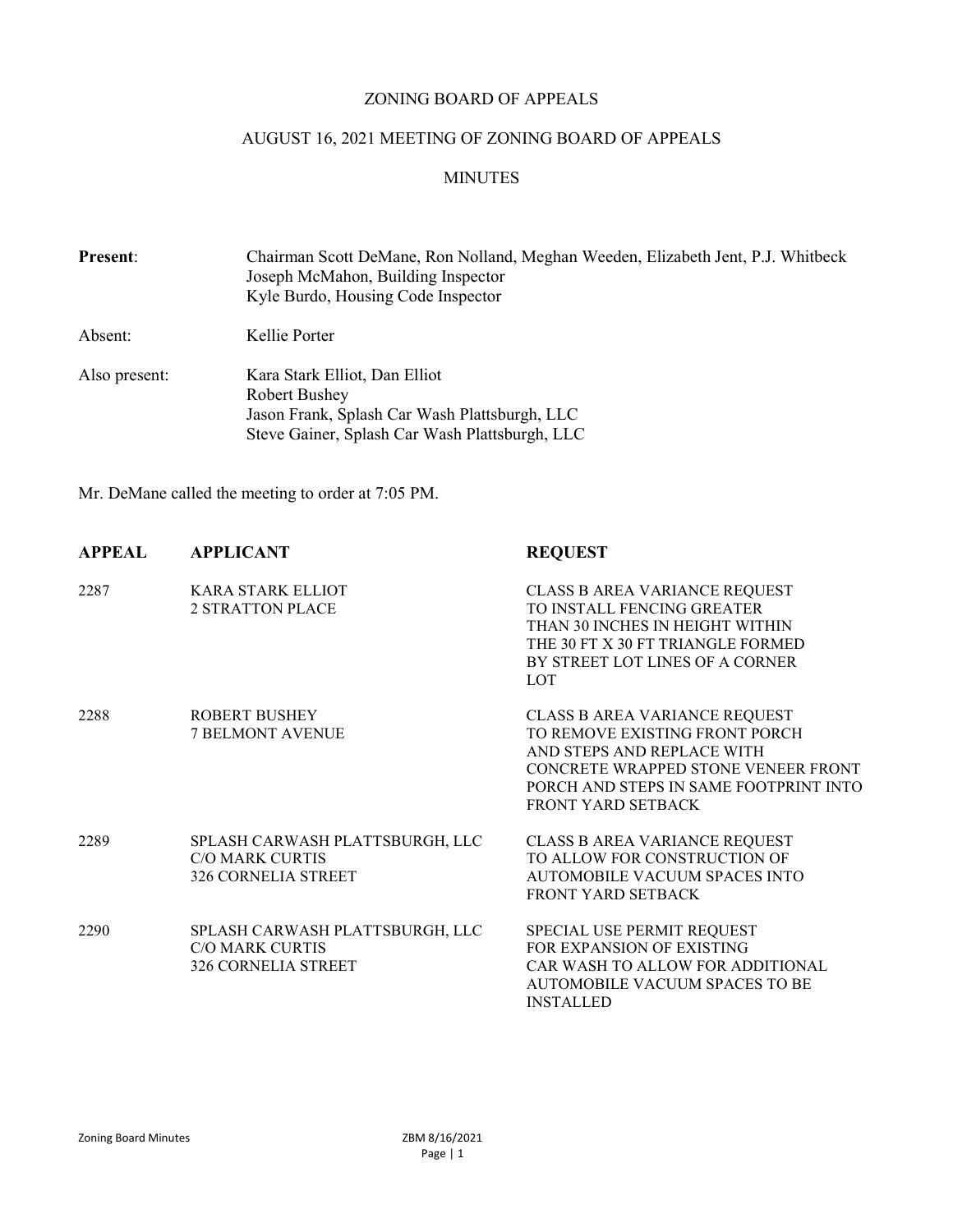# ZONING BOARD OF APPEALS

## AUGUST 16, 2021 MEETING OF ZONING BOARD OF APPEALS

## MINUTES

**Present**: Chairman Scott DeMane, Ron Nolland, Meghan Weeden, Elizabeth Jent, P.J. Whitbeck
Joseph McMahon, Building Inspector
Kyle Burdo, Housing Code Inspector

Absent: Kellie Porter

Also present: Kara Stark Elliot, Dan Elliot
Robert Bushey
Jason Frank, Splash Car Wash Plattsburgh, LLC
Steve Gainer, Splash Car Wash Plattsburgh, LLC

Mr. DeMane called the meeting to order at 7:05 PM.

| **APPEAL** | **APPLICANT** | **REQUEST** |
| --- | --- | --- |
| 2287 | KARA STARK ELLIOT<br>2 STRATTON PLACE | CLASS B AREA VARIANCE REQUEST TO INSTALL FENCING GREATER THAN 30 INCHES IN HEIGHT WITHIN THE 30 FT X 30 FT TRIANGLE FORMED BY STREET LOT LINES OF A CORNER LOT |
| 2288 | ROBERT BUSHEY<br>7 BELMONT AVENUE | CLASS B AREA VARIANCE REQUEST TO REMOVE EXISTING FRONT PORCH AND STEPS AND REPLACE WITH CONCRETE WRAPPED STONE VENEER FRONT PORCH AND STEPS IN SAME FOOTPRINT INTO FRONT YARD SETBACK |
| 2289 | SPLASH CARWASH PLATTSBURGH, LLC<br>C/O MARK CURTIS<br>326 CORNELIA STREET | CLASS B AREA VARIANCE REQUEST TO ALLOW FOR CONSTRUCTION OF AUTOMOBILE VACUUM SPACES INTO FRONT YARD SETBACK |
| 2290 | SPLASH CARWASH PLATTSBURGH, LLC<br>C/O MARK CURTIS<br>326 CORNELIA STREET | SPECIAL USE PERMIT REQUEST FOR EXPANSION OF EXISTING CAR WASH TO ALLOW FOR ADDITIONAL AUTOMOBILE VACUUM SPACES TO BE INSTALLED |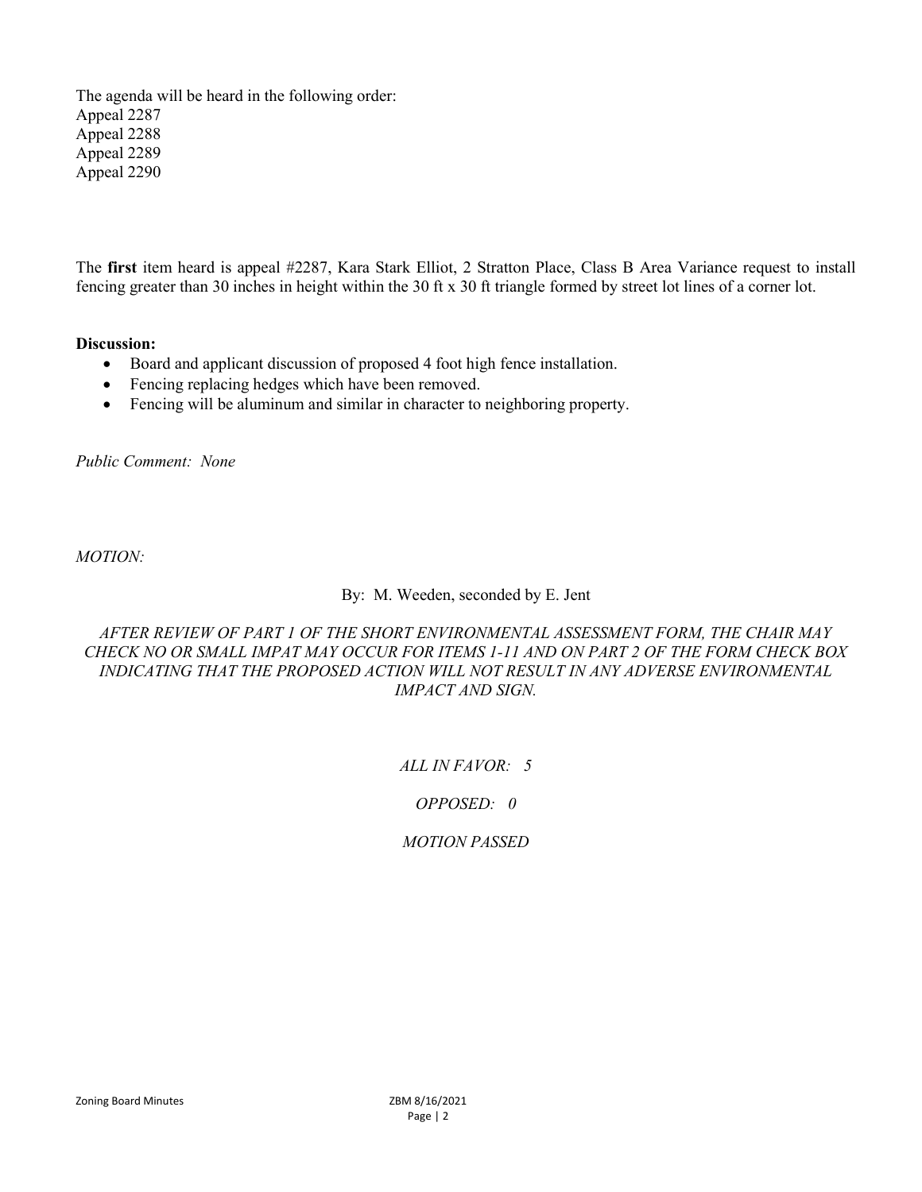The agenda will be heard in the following order:
Appeal 2287
Appeal 2288
Appeal 2289
Appeal 2290

The **first** item heard is appeal #2287, Kara Stark Elliot, 2 Stratton Place, Class B Area Variance request to install fencing greater than 30 inches in height within the 30 ft x 30 ft triangle formed by street lot lines of a corner lot.

**Discussion:**

- Board and applicant discussion of proposed 4 foot high fence installation.
- Fencing replacing hedges which have been removed.
- Fencing will be aluminum and similar in character to neighboring property.

*Public Comment: None*

*MOTION:*

By: M. Weeden, seconded by E. Jent

*AFTER REVIEW OF PART 1 OF THE SHORT ENVIRONMENTAL ASSESSMENT FORM, THE CHAIR MAY CHECK NO OR SMALL IMPAT MAY OCCUR FOR ITEMS 1-11 AND ON PART 2 OF THE FORM CHECK BOX INDICATING THAT THE PROPOSED ACTION WILL NOT RESULT IN ANY ADVERSE ENVIRONMENTAL IMPACT AND SIGN.*

*ALL IN FAVOR: 5*

*OPPOSED: 0*

*MOTION PASSED*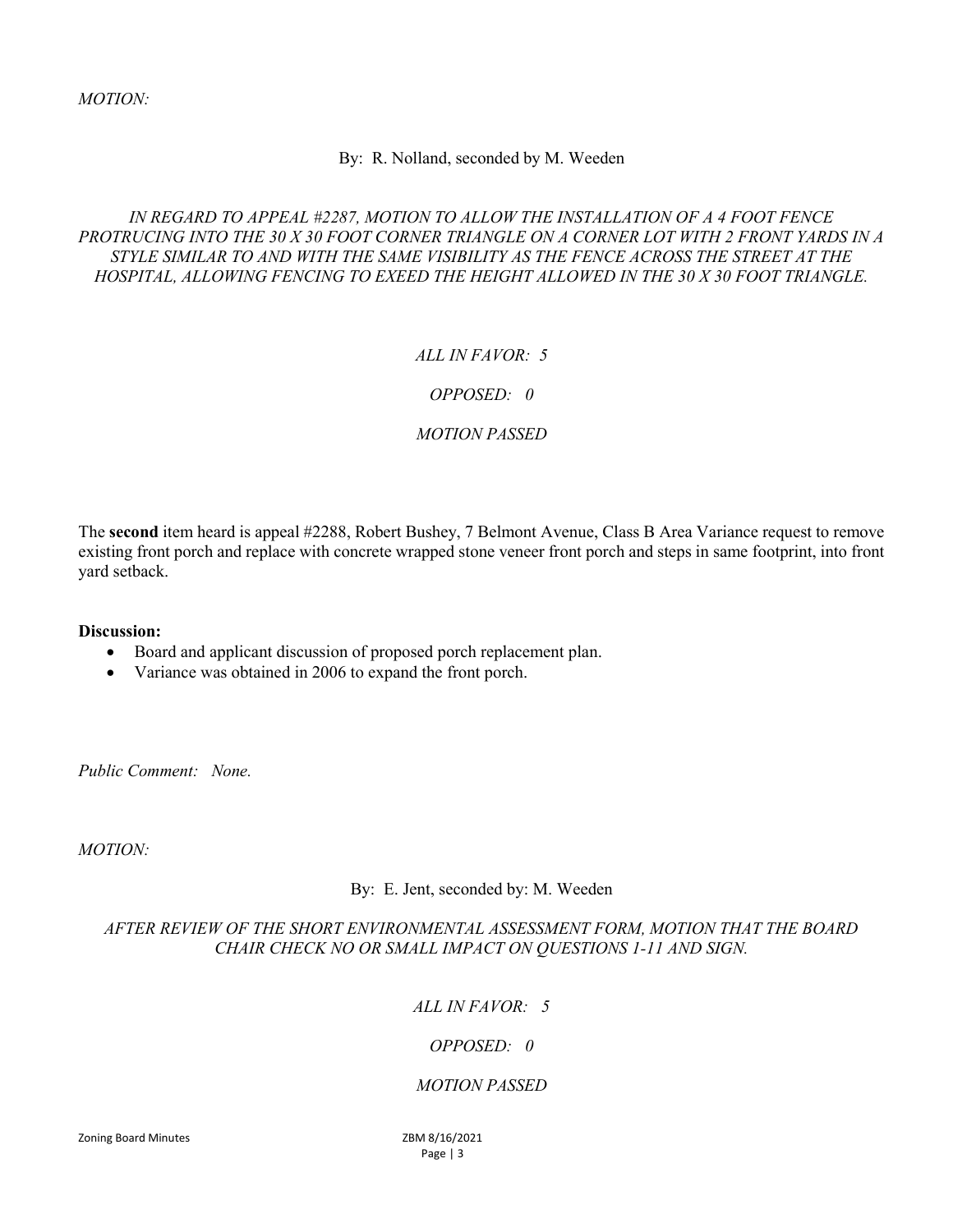*MOTION:*

By: R. Nolland, seconded by M. Weeden

*IN REGARD TO APPEAL #2287, MOTION TO ALLOW THE INSTALLATION OF A 4 FOOT FENCE PROTRUCING INTO THE 30 X 30 FOOT CORNER TRIANGLE ON A CORNER LOT WITH 2 FRONT YARDS IN A STYLE SIMILAR TO AND WITH THE SAME VISIBILITY AS THE FENCE ACROSS THE STREET AT THE HOSPITAL, ALLOWING FENCING TO EXEED THE HEIGHT ALLOWED IN THE 30 X 30 FOOT TRIANGLE.*

*ALL IN FAVOR: 5*

*OPPOSED: 0*

*MOTION PASSED*

The **second** item heard is appeal #2288, Robert Bushey, 7 Belmont Avenue, Class B Area Variance request to remove existing front porch and replace with concrete wrapped stone veneer front porch and steps in same footprint, into front yard setback.

**Discussion:**

- Board and applicant discussion of proposed porch replacement plan.
- Variance was obtained in 2006 to expand the front porch.

*Public Comment: None.*

*MOTION:*

By: E. Jent, seconded by: M. Weeden

*AFTER REVIEW OF THE SHORT ENVIRONMENTAL ASSESSMENT FORM, MOTION THAT THE BOARD CHAIR CHECK NO OR SMALL IMPACT ON QUESTIONS 1-11 AND SIGN.*

*ALL IN FAVOR: 5*

*OPPOSED: 0*

*MOTION PASSED*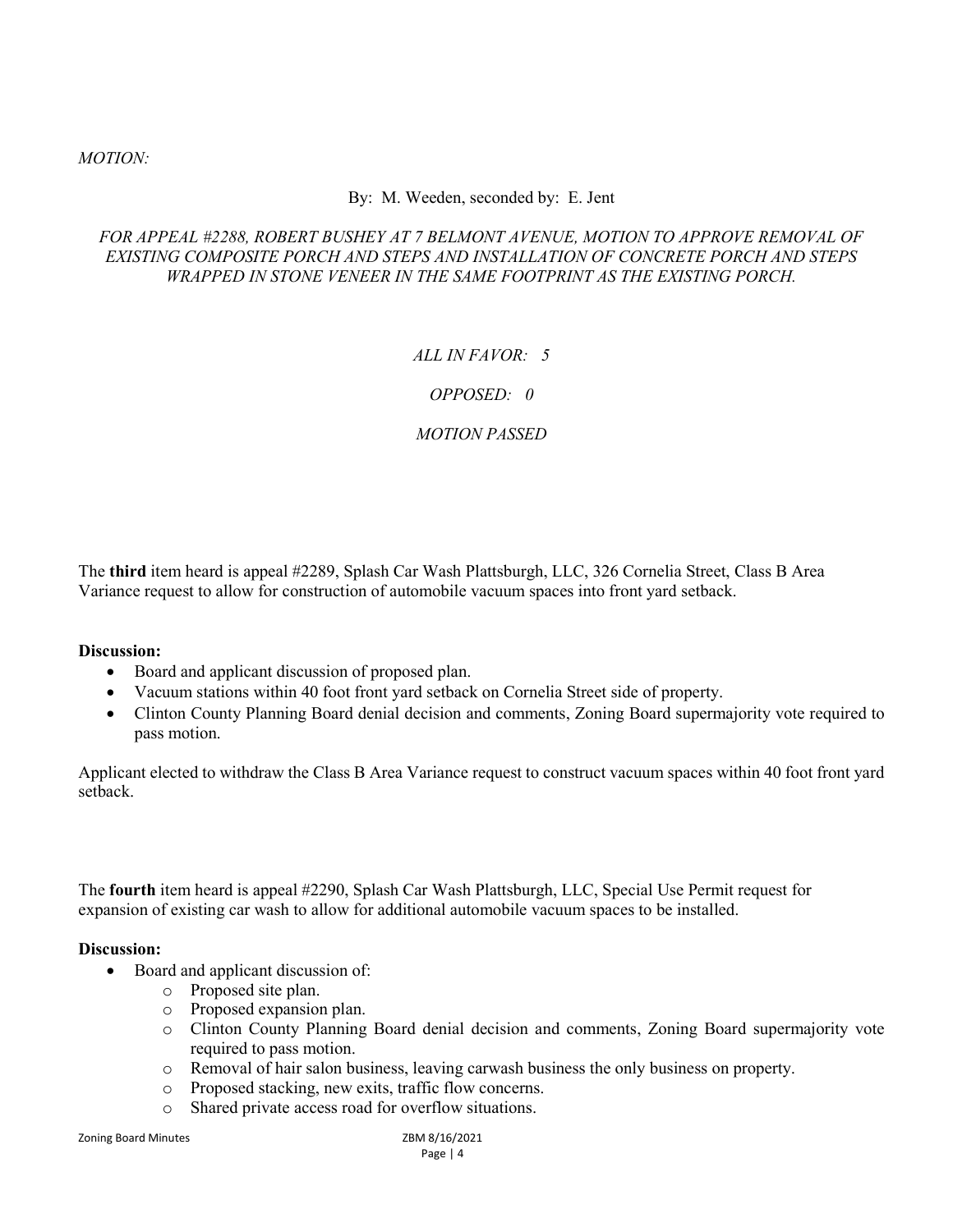*MOTION:*

By: M. Weeden, seconded by: E. Jent

*FOR APPEAL #2288, ROBERT BUSHEY AT 7 BELMONT AVENUE, MOTION TO APPROVE REMOVAL OF EXISTING COMPOSITE PORCH AND STEPS AND INSTALLATION OF CONCRETE PORCH AND STEPS WRAPPED IN STONE VENEER IN THE SAME FOOTPRINT AS THE EXISTING PORCH.*

*ALL IN FAVOR: 5*

*OPPOSED: 0*

*MOTION PASSED*

The **third** item heard is appeal #2289, Splash Car Wash Plattsburgh, LLC, 326 Cornelia Street, Class B Area Variance request to allow for construction of automobile vacuum spaces into front yard setback.

**Discussion:**

- Board and applicant discussion of proposed plan.
- Vacuum stations within 40 foot front yard setback on Cornelia Street side of property.
- Clinton County Planning Board denial decision and comments, Zoning Board supermajority vote required to pass motion.

Applicant elected to withdraw the Class B Area Variance request to construct vacuum spaces within 40 foot front yard setback.

The **fourth** item heard is appeal #2290, Splash Car Wash Plattsburgh, LLC, Special Use Permit request for expansion of existing car wash to allow for additional automobile vacuum spaces to be installed.

**Discussion:**

- Board and applicant discussion of:
    - Proposed site plan.
    - Proposed expansion plan.
    - Clinton County Planning Board denial decision and comments, Zoning Board supermajority vote required to pass motion.
    - Removal of hair salon business, leaving carwash business the only business on property.
    - Proposed stacking, new exits, traffic flow concerns.
    - Shared private access road for overflow situations.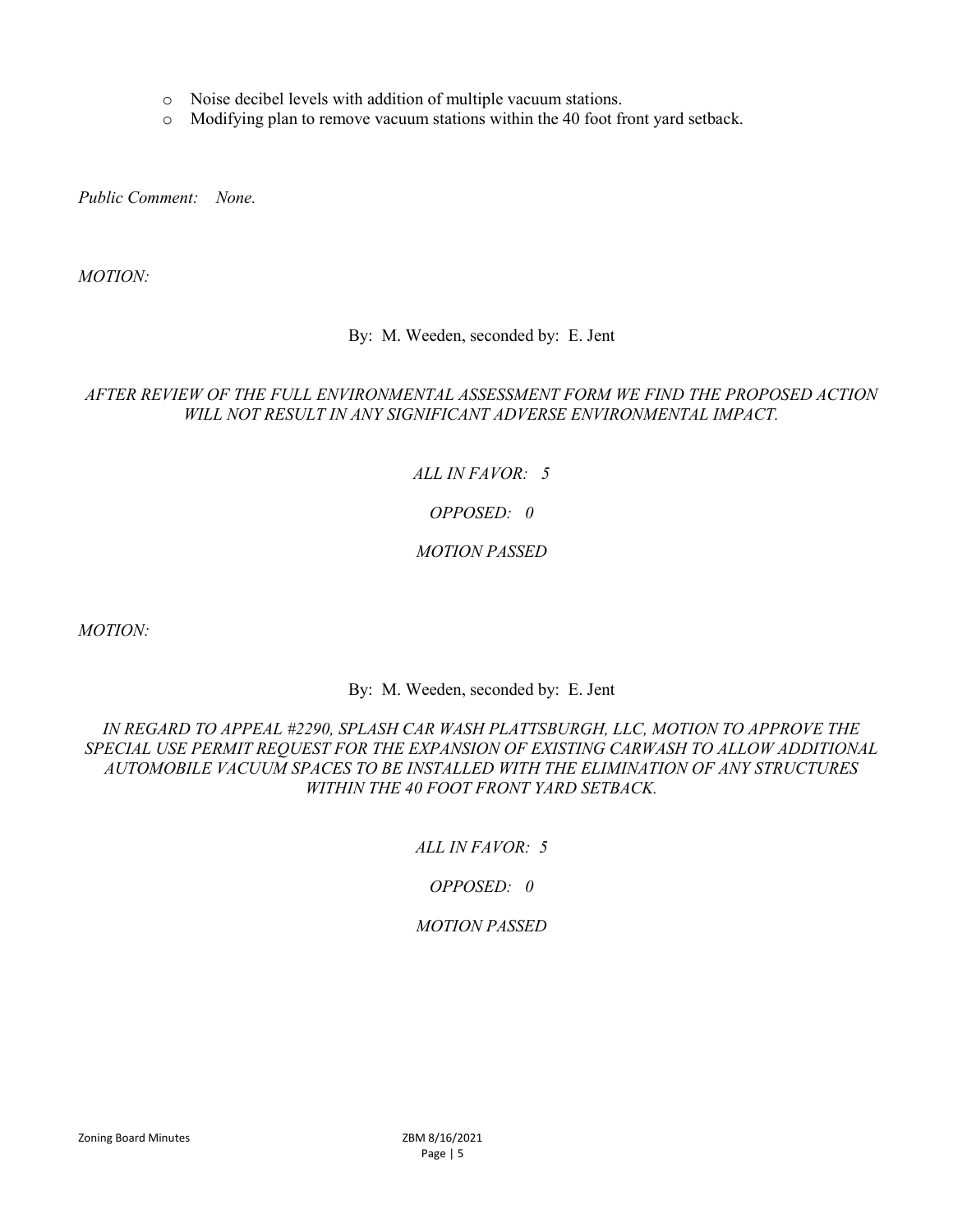- Noise decibel levels with addition of multiple vacuum stations.
- Modifying plan to remove vacuum stations within the 40 foot front yard setback.

*Public Comment:    None.*

*MOTION:*

By:  M. Weeden, seconded by:  E. Jent

*AFTER REVIEW OF THE FULL ENVIRONMENTAL ASSESSMENT FORM WE FIND THE PROPOSED ACTION WILL NOT RESULT IN ANY SIGNIFICANT ADVERSE ENVIRONMENTAL IMPACT.*

*ALL IN FAVOR:   5*

*OPPOSED:   0*

*MOTION PASSED*

*MOTION:*

By:  M. Weeden, seconded by:  E. Jent

*IN REGARD TO APPEAL #2290, SPLASH CAR WASH PLATTSBURGH, LLC, MOTION TO APPROVE THE SPECIAL USE PERMIT REQUEST FOR THE EXPANSION OF EXISTING CARWASH TO ALLOW ADDITIONAL AUTOMOBILE VACUUM SPACES TO BE INSTALLED WITH THE ELIMINATION OF ANY STRUCTURES WITHIN THE 40 FOOT FRONT YARD SETBACK.*

*ALL IN FAVOR:  5*

*OPPOSED:   0*

*MOTION PASSED*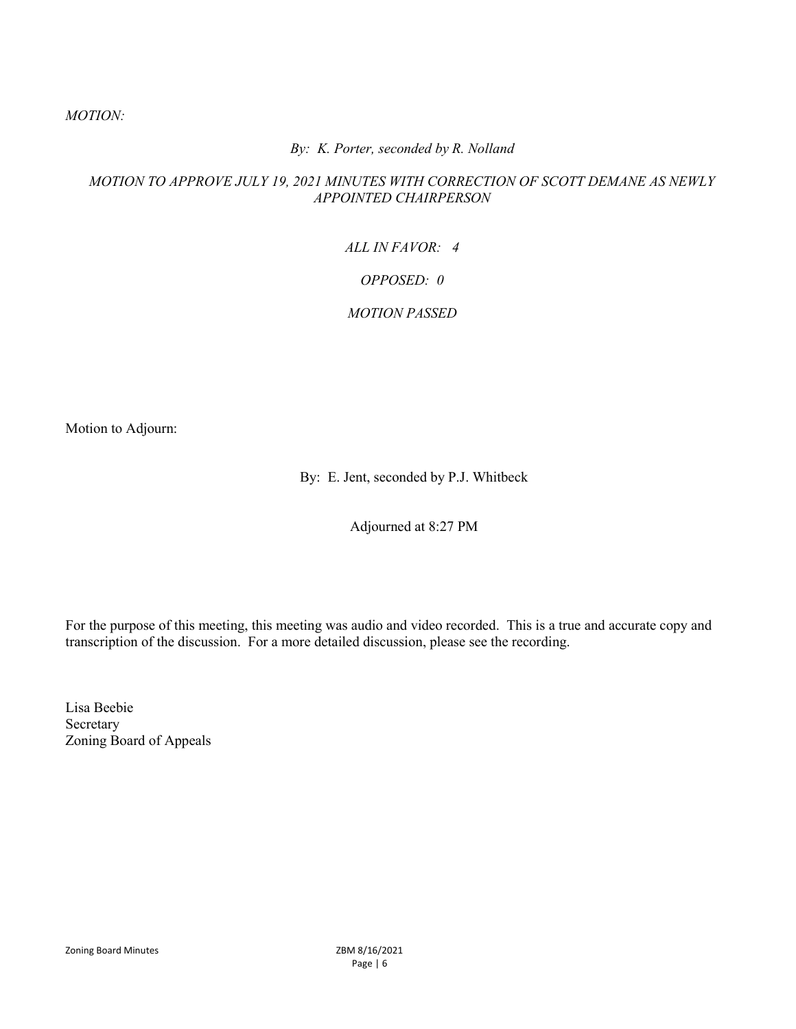*MOTION:*

*By: K. Porter, seconded by R. Nolland*

*MOTION TO APPROVE JULY 19, 2021 MINUTES WITH CORRECTION OF SCOTT DEMANE AS NEWLY APPOINTED CHAIRPERSON*

*ALL IN FAVOR: 4*

*OPPOSED: 0*

*MOTION PASSED*

Motion to Adjourn:

By: E. Jent, seconded by P.J. Whitbeck

Adjourned at 8:27 PM

For the purpose of this meeting, this meeting was audio and video recorded. This is a true and accurate copy and transcription of the discussion. For a more detailed discussion, please see the recording.

Lisa Beebie
Secretary
Zoning Board of Appeals